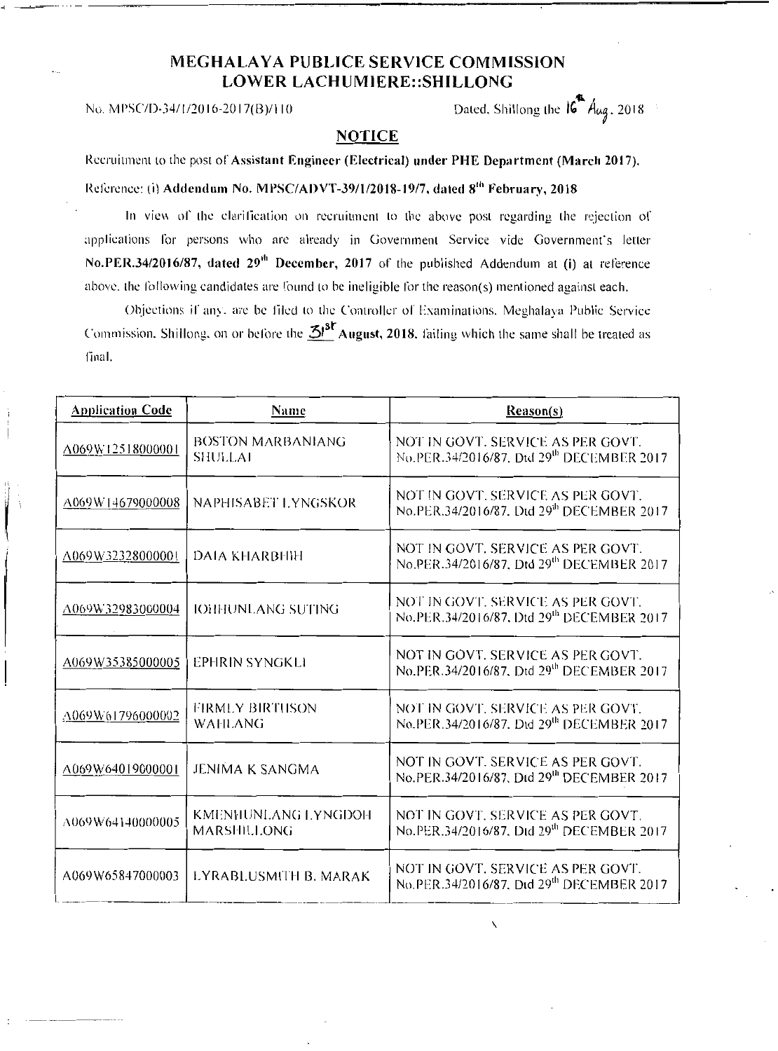# MEGHALAYA PUBLICE SERVICE COMMISSION
## LOWER LACHUMIERE::SHILLONG

No. MPSC/D-34/1/2016-2017(B)/110 Dated, Shillong the 16th Aug, 2018

## NOTICE

Recruitment to the post of **Assistant Engineer (Electrical) under PHE Department (March 2017).**

Reference: (i) **Addendum No. MPSC/ADVT-39/1/2018-19/7, dated 8th February, 2018**

In view of the clarification on recruitment to the above post regarding the rejection of applications for persons who are already in Government Service vide Government's letter **No.PER.34/2016/87, dated 29th December, 2017** of the published Addendum at (i) at reference above, the following candidates are found to be ineligible for the reason(s) mentioned against each.

Objections if any, are be filed to the Controller of Examinations, Meghalaya Public Service Commission, Shillong, on or before the **31st August, 2018**, failing which the same shall be treated as final.

| Application Code | Name | Reason(s) |
|---|---|---|
| A069W12518000001 | BOSTON MARBANIANG SHULLAI | NOT IN GOVT. SERVICE AS PER GOVT. No.PER.34/2016/87. Dtd 29th DECEMBER 2017 |
| A069W14679000008 | NAPHISABET LYNGSKOR | NOT IN GOVT. SERVICE AS PER GOVT. No.PER.34/2016/87. Dtd 29th DECEMBER 2017 |
| A069W32328000001 | DAIA KHARBHIH | NOT IN GOVT. SERVICE AS PER GOVT. No.PER.34/2016/87. Dtd 29th DECEMBER 2017 |
| A069W32983000004 | IOHHUNLANG SUTING | NOT IN GOVT. SERVICE AS PER GOVT. No.PER.34/2016/87. Dtd 29th DECEMBER 2017 |
| A069W35385000005 | EPHRIN SYNGKLI | NOT IN GOVT. SERVICE AS PER GOVT. No.PER.34/2016/87. Dtd 29th DECEMBER 2017 |
| A069W61796000002 | FIRMLY BIRTHSON WAHLANG | NOT IN GOVT. SERVICE AS PER GOVT. No.PER.34/2016/87. Dtd 29th DECEMBER 2017 |
| A069W64019000001 | JENIMA K SANGMA | NOT IN GOVT. SERVICE AS PER GOVT. No.PER.34/2016/87. Dtd 29th DECEMBER 2017 |
| A069W64140000005 | KMENHUNLANG LYNGDOH MARSHILLONG | NOT IN GOVT. SERVICE AS PER GOVT. No.PER.34/2016/87. Dtd 29th DECEMBER 2017 |
| A069W65847000003 | LYRABLUSMITH B. MARAK | NOT IN GOVT. SERVICE AS PER GOVT. No.PER.34/2016/87. Dtd 29th DECEMBER 2017 |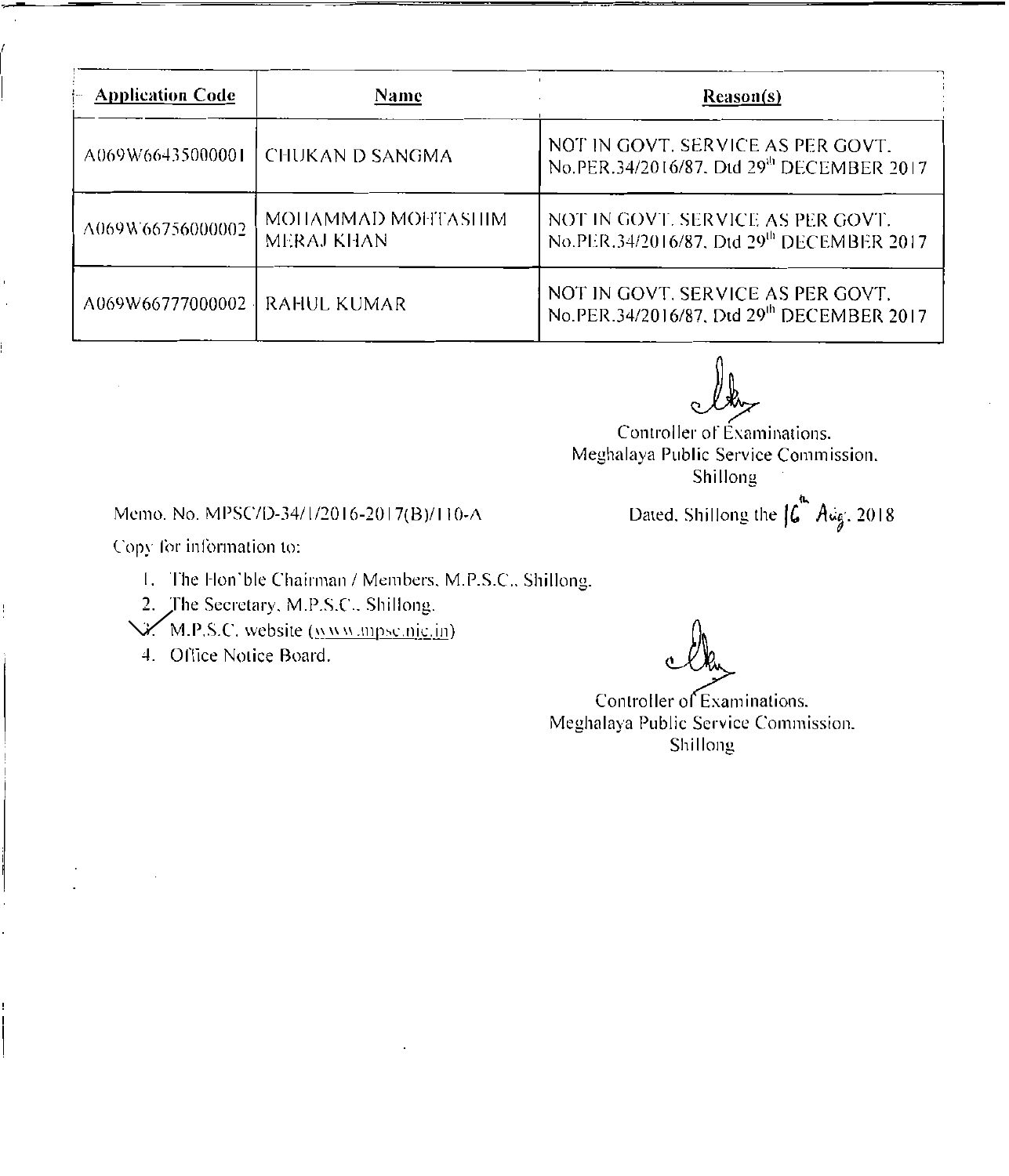| Application Code | Name | Reason(s) |
|---|---|---|
| A069W66435000001 | CHUKAN D SANGMA | NOT IN GOVT. SERVICE AS PER GOVT. No.PER.34/2016/87, Dtd 29th DECEMBER 2017 |
| A069W66756000002 | MOHAMMAD MOHTASHIM MERAJ KHAN | NOT IN GOVT. SERVICE AS PER GOVT. No.PER.34/2016/87, Dtd 29th DECEMBER 2017 |
| A069W66777000002 | RAHUL KUMAR | NOT IN GOVT. SERVICE AS PER GOVT. No.PER.34/2016/87, Dtd 29th DECEMBER 2017 |

Controller of Examinations.
Meghalaya Public Service Commission.
Shillong

Memo. No. MPSC/D-34/1/2016-2017(B)/110-A

Dated, Shillong the 16th Aug. 2018

Copy for information to:

1. The Hon'ble Chairman / Members, M.P.S.C., Shillong.
2. The Secretary, M.P.S.C., Shillong.
3. M.P.S.C. website (www.mpsc.nic.in)
4. Office Notice Board.

Controller of Examinations.
Meghalaya Public Service Commission.
Shillong